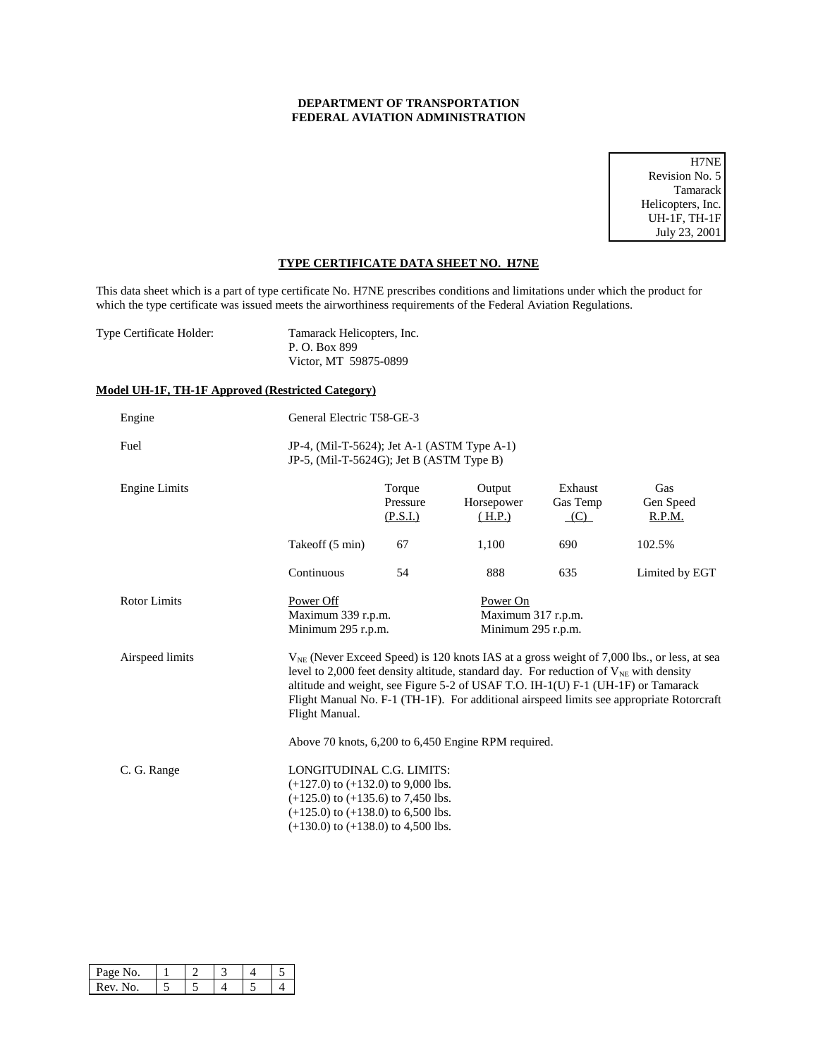**DEPARTMENT OF TRANSPORTATION**
**FEDERAL AVIATION ADMINISTRATION**

H7NE
Revision No. 5
Tamarack
Helicopters, Inc.
UH-1F, TH-1F
July 23, 2001

## TYPE CERTIFICATE DATA SHEET NO. H7NE

This data sheet which is a part of type certificate No. H7NE prescribes conditions and limitations under which the product for which the type certificate was issued meets the airworthiness requirements of the Federal Aviation Regulations.

Type Certificate Holder: Tamarack Helicopters, Inc.
P. O. Box 899
Victor, MT 59875-0899

### Model UH-1F, TH-1F Approved (Restricted Category)

Engine: General Electric T58-GE-3

Fuel: JP-4, (Mil-T-5624); Jet A-1 (ASTM Type A-1)
JP-5, (Mil-T-5624G); Jet B (ASTM Type B)

Engine Limits

| | Torque Pressure (P.S.I.) | Output Horsepower (H.P.) | Exhaust Gas Temp (C) | Gas Gen Speed R.P.M. |
|---|---|---|---|---|
| Takeoff (5 min) | 67 | 1,100 | 690 | 102.5% |
| Continuous | 54 | 888 | 635 | Limited by EGT |

Rotor Limits

| Power Off | Power On |
|---|---|
| Maximum 339 r.p.m. | Maximum 317 r.p.m. |
| Minimum 295 r.p.m. | Minimum 295 r.p.m. |

Airspeed limits: $V_{NE}$ (Never Exceed Speed) is 120 knots IAS at a gross weight of 7,000 lbs., or less, at sea level to 2,000 feet density altitude, standard day. For reduction of $V_{NE}$ with density altitude and weight, see Figure 5-2 of USAF T.O. IH-1(U) F-1 (UH-1F) or Tamarack Flight Manual No. F-1 (TH-1F). For additional airspeed limits see appropriate Rotorcraft Flight Manual.

Above 70 knots, 6,200 to 6,450 Engine RPM required.

C. G. Range: LONGITUDINAL C.G. LIMITS:
(+127.0) to (+132.0) to 9,000 lbs.
(+125.0) to (+135.6) to 7,450 lbs.
(+125.0) to (+138.0) to 6,500 lbs.
(+130.0) to (+138.0) to 4,500 lbs.

| Page No. | 1 | 2 | 3 | 4 | 5 |
|---|---|---|---|---|---|
| Rev. No. | 5 | 5 | 4 | 5 | 4 |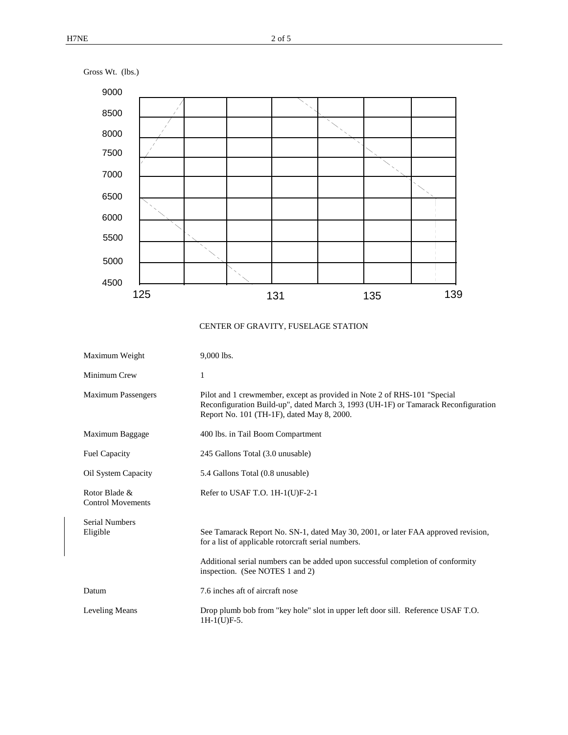Gross Wt. (lbs.)

9000
8500
8000
7500
7000
6500
6000
5500
5000
4500

125 131 135 139

CENTER OF GRAVITY, FUSELAGE STATION

| | |
|---|---|
| Maximum Weight | 9,000 lbs. |
| Minimum Crew | 1 |
| Maximum Passengers | Pilot and 1 crewmember, except as provided in Note 2 of RHS-101 "Special Reconfiguration Build-up", dated March 3, 1993 (UH-1F) or Tamarack Reconfiguration Report No. 101 (TH-1F), dated May 8, 2000. |
| Maximum Baggage | 400 lbs. in Tail Boom Compartment |
| Fuel Capacity | 245 Gallons Total (3.0 unusable) |
| Oil System Capacity | 5.4 Gallons Total (0.8 unusable) |
| Rotor Blade & Control Movements | Refer to USAF T.O. 1H-1(U)F-2-1 |
| Serial Numbers Eligible | See Tamarack Report No. SN-1, dated May 30, 2001, or later FAA approved revision, for a list of applicable rotorcraft serial numbers. <br><br> Additional serial numbers can be added upon successful completion of conformity inspection. (See NOTES 1 and 2) |
| Datum | 7.6 inches aft of aircraft nose |
| Leveling Means | Drop plumb bob from "key hole" slot in upper left door sill. Reference USAF T.O. 1H-1(U)F-5. |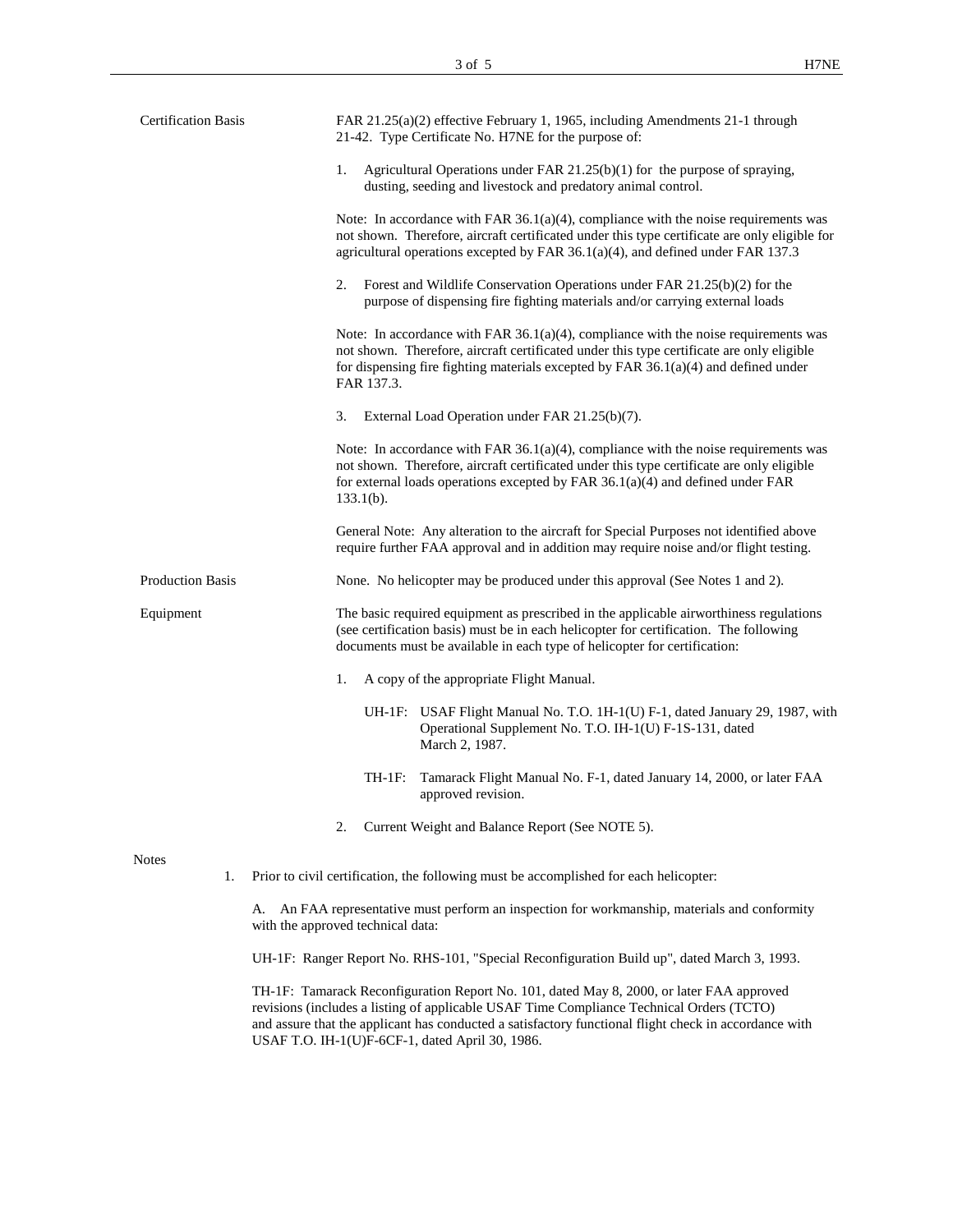**Certification Basis**

FAR 21.25(a)(2) effective February 1, 1965, including Amendments 21-1 through 21-42. Type Certificate No. H7NE for the purpose of:

1. Agricultural Operations under FAR 21.25(b)(1) for the purpose of spraying, dusting, seeding and livestock and predatory animal control.

Note: In accordance with FAR 36.1(a)(4), compliance with the noise requirements was not shown. Therefore, aircraft certificated under this type certificate are only eligible for agricultural operations excepted by FAR 36.1(a)(4), and defined under FAR 137.3

2. Forest and Wildlife Conservation Operations under FAR 21.25(b)(2) for the purpose of dispensing fire fighting materials and/or carrying external loads

Note: In accordance with FAR 36.1(a)(4), compliance with the noise requirements was not shown. Therefore, aircraft certificated under this type certificate are only eligible for dispensing fire fighting materials excepted by FAR 36.1(a)(4) and defined under FAR 137.3.

3. External Load Operation under FAR 21.25(b)(7).

Note: In accordance with FAR 36.1(a)(4), compliance with the noise requirements was not shown. Therefore, aircraft certificated under this type certificate are only eligible for external loads operations excepted by FAR 36.1(a)(4) and defined under FAR 133.1(b).

General Note: Any alteration to the aircraft for Special Purposes not identified above require further FAA approval and in addition may require noise and/or flight testing.

**Production Basis**

None. No helicopter may be produced under this approval (See Notes 1 and 2).

**Equipment**

The basic required equipment as prescribed in the applicable airworthiness regulations (see certification basis) must be in each helicopter for certification. The following documents must be available in each type of helicopter for certification:

1. A copy of the appropriate Flight Manual.

   UH-1F: USAF Flight Manual No. T.O. 1H-1(U) F-1, dated January 29, 1987, with Operational Supplement No. T.O. IH-1(U) F-1S-131, dated March 2, 1987.

   TH-1F: Tamarack Flight Manual No. F-1, dated January 14, 2000, or later FAA approved revision.

2. Current Weight and Balance Report (See NOTE 5).

**Notes**

1. Prior to civil certification, the following must be accomplished for each helicopter:

   A. An FAA representative must perform an inspection for workmanship, materials and conformity with the approved technical data:

   UH-1F: Ranger Report No. RHS-101, "Special Reconfiguration Build up", dated March 3, 1993.

   TH-1F: Tamarack Reconfiguration Report No. 101, dated May 8, 2000, or later FAA approved revisions (includes a listing of applicable USAF Time Compliance Technical Orders (TCTO) and assure that the applicant has conducted a satisfactory functional flight check in accordance with USAF T.O. IH-1(U)F-6CF-1, dated April 30, 1986.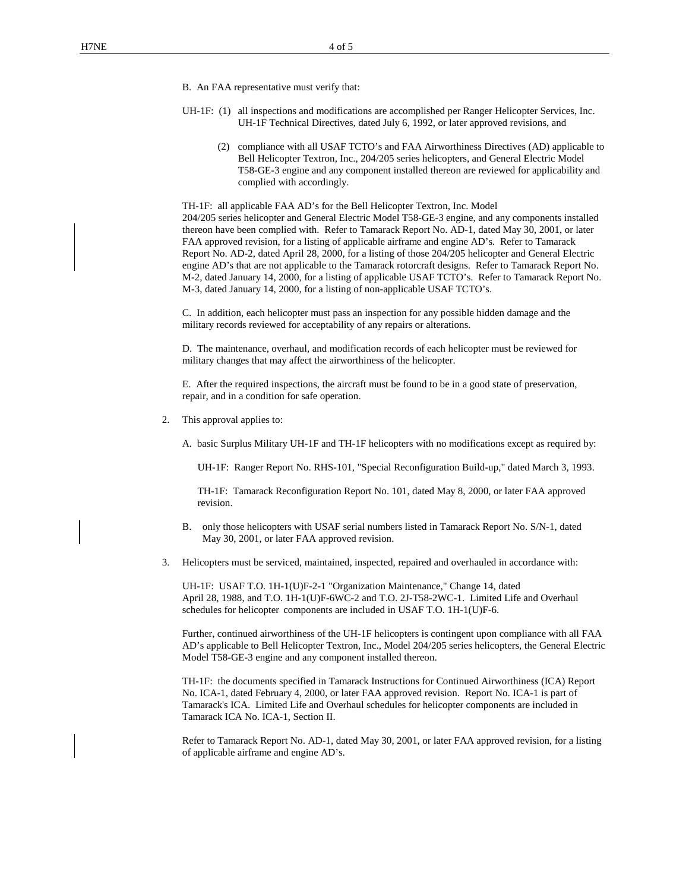B. An FAA representative must verify that:

UH-1F: (1) all inspections and modifications are accomplished per Ranger Helicopter Services, Inc. UH-1F Technical Directives, dated July 6, 1992, or later approved revisions, and

(2) compliance with all USAF TCTO's and FAA Airworthiness Directives (AD) applicable to Bell Helicopter Textron, Inc., 204/205 series helicopters, and General Electric Model T58-GE-3 engine and any component installed thereon are reviewed for applicability and complied with accordingly.

TH-1F: all applicable FAA AD's for the Bell Helicopter Textron, Inc. Model 204/205 series helicopter and General Electric Model T58-GE-3 engine, and any components installed thereon have been complied with. Refer to Tamarack Report No. AD-1, dated May 30, 2001, or later FAA approved revision, for a listing of applicable airframe and engine AD's. Refer to Tamarack Report No. AD-2, dated April 28, 2000, for a listing of those 204/205 helicopter and General Electric engine AD's that are not applicable to the Tamarack rotorcraft designs. Refer to Tamarack Report No. M-2, dated January 14, 2000, for a listing of applicable USAF TCTO's. Refer to Tamarack Report No. M-3, dated January 14, 2000, for a listing of non-applicable USAF TCTO's.

C. In addition, each helicopter must pass an inspection for any possible hidden damage and the military records reviewed for acceptability of any repairs or alterations.

D. The maintenance, overhaul, and modification records of each helicopter must be reviewed for military changes that may affect the airworthiness of the helicopter.

E. After the required inspections, the aircraft must be found to be in a good state of preservation, repair, and in a condition for safe operation.

2. This approval applies to:

A. basic Surplus Military UH-1F and TH-1F helicopters with no modifications except as required by:

UH-1F: Ranger Report No. RHS-101, "Special Reconfiguration Build-up," dated March 3, 1993.

TH-1F: Tamarack Reconfiguration Report No. 101, dated May 8, 2000, or later FAA approved revision.

B. only those helicopters with USAF serial numbers listed in Tamarack Report No. S/N-1, dated May 30, 2001, or later FAA approved revision.

3. Helicopters must be serviced, maintained, inspected, repaired and overhauled in accordance with:

UH-1F: USAF T.O. 1H-1(U)F-2-1 "Organization Maintenance," Change 14, dated April 28, 1988, and T.O. 1H-1(U)F-6WC-2 and T.O. 2J-T58-2WC-1. Limited Life and Overhaul schedules for helicopter components are included in USAF T.O. 1H-1(U)F-6.

Further, continued airworthiness of the UH-1F helicopters is contingent upon compliance with all FAA AD's applicable to Bell Helicopter Textron, Inc., Model 204/205 series helicopters, the General Electric Model T58-GE-3 engine and any component installed thereon.

TH-1F: the documents specified in Tamarack Instructions for Continued Airworthiness (ICA) Report No. ICA-1, dated February 4, 2000, or later FAA approved revision. Report No. ICA-1 is part of Tamarack's ICA. Limited Life and Overhaul schedules for helicopter components are included in Tamarack ICA No. ICA-1, Section II.

Refer to Tamarack Report No. AD-1, dated May 30, 2001, or later FAA approved revision, for a listing of applicable airframe and engine AD's.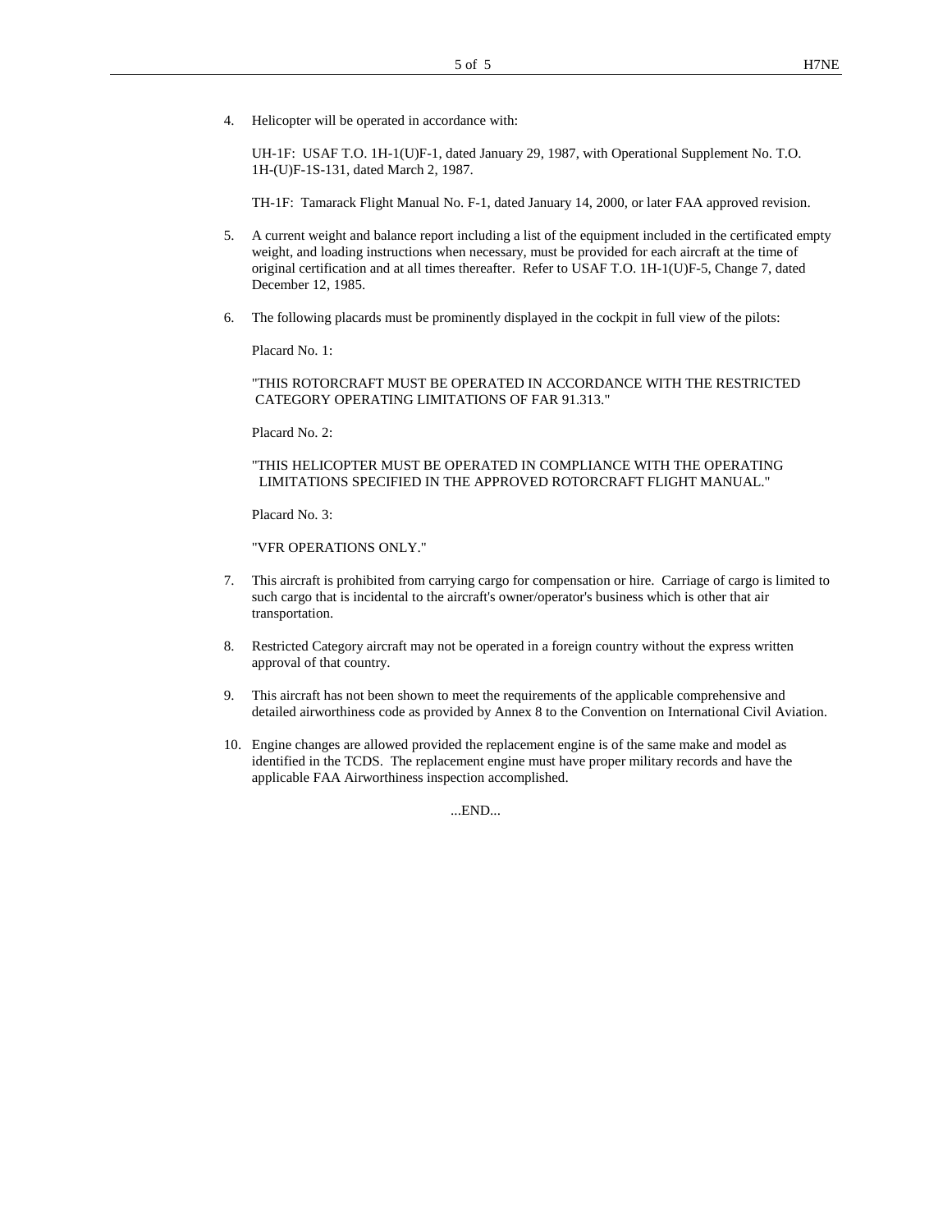4. Helicopter will be operated in accordance with:

   UH-1F: USAF T.O. 1H-1(U)F-1, dated January 29, 1987, with Operational Supplement No. T.O. 1H-(U)F-1S-131, dated March 2, 1987.

   TH-1F: Tamarack Flight Manual No. F-1, dated January 14, 2000, or later FAA approved revision.

5. A current weight and balance report including a list of the equipment included in the certificated empty weight, and loading instructions when necessary, must be provided for each aircraft at the time of original certification and at all times thereafter. Refer to USAF T.O. 1H-1(U)F-5, Change 7, dated December 12, 1985.

6. The following placards must be prominently displayed in the cockpit in full view of the pilots:

   Placard No. 1:

   "THIS ROTORCRAFT MUST BE OPERATED IN ACCORDANCE WITH THE RESTRICTED CATEGORY OPERATING LIMITATIONS OF FAR 91.313."

   Placard No. 2:

   "THIS HELICOPTER MUST BE OPERATED IN COMPLIANCE WITH THE OPERATING LIMITATIONS SPECIFIED IN THE APPROVED ROTORCRAFT FLIGHT MANUAL."

   Placard No. 3:

   "VFR OPERATIONS ONLY."

7. This aircraft is prohibited from carrying cargo for compensation or hire. Carriage of cargo is limited to such cargo that is incidental to the aircraft's owner/operator's business which is other that air transportation.

8. Restricted Category aircraft may not be operated in a foreign country without the express written approval of that country.

9. This aircraft has not been shown to meet the requirements of the applicable comprehensive and detailed airworthiness code as provided by Annex 8 to the Convention on International Civil Aviation.

10. Engine changes are allowed provided the replacement engine is of the same make and model as identified in the TCDS. The replacement engine must have proper military records and have the applicable FAA Airworthiness inspection accomplished.

...END...